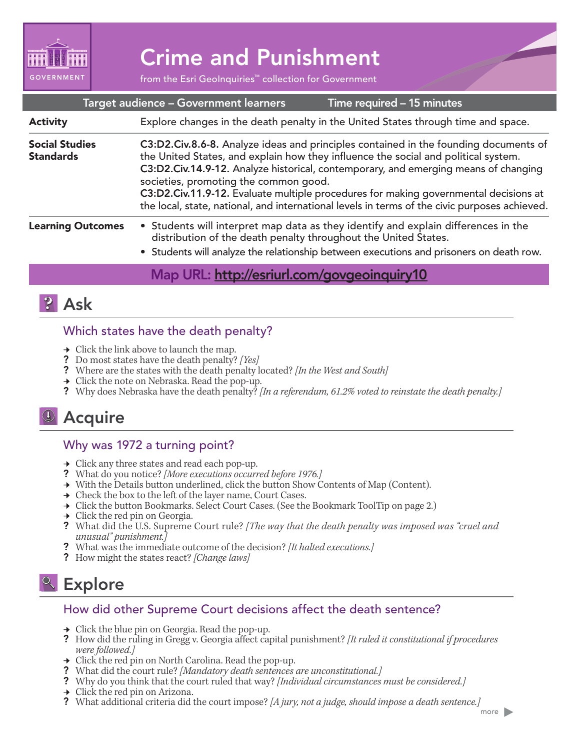GOVERNMENT

# Crime and Punishment

from the Esri GeoInquiries™ collection for Government

| Target audience – Government learners | Time required – 15 minutes |
|---|---|

| | |
|---|---|
| **Activity** | Explore changes in the death penalty in the United States through time and space. |
| **Social Studies Standards** | **C3:D2.Civ.8.6-8.** Analyze ideas and principles contained in the founding documents of the United States, and explain how they influence the social and political system. **C3:D2.Civ.14.9-12.** Analyze historical, contemporary, and emerging means of changing societies, promoting the common good. **C3:D2.Civ.11.9-12.** Evaluate multiple procedures for making governmental decisions at the local, state, national, and international levels in terms of the civic purposes achieved. |
| **Learning Outcomes** | • Students will interpret map data as they identify and explain differences in the distribution of the death penalty throughout the United States. • Students will analyze the relationship between executions and prisoners on death row. |

**Map URL: http://esriurl.com/govgeoinquiry10**

## Ask

### Which states have the death penalty?

- → Click the link above to launch the map.
- ? Do most states have the death penalty? *[Yes]*
- ? Where are the states with the death penalty located? *[In the West and South]*
- → Click the note on Nebraska. Read the pop-up.
- ? Why does Nebraska have the death penalty? *[In a referendum, 61.2% voted to reinstate the death penalty.]*

## Acquire

### Why was 1972 a turning point?

- → Click any three states and read each pop-up.
- ? What do you notice? *[More executions occurred before 1976.]*
- → With the Details button underlined, click the button Show Contents of Map (Content).
- → Check the box to the left of the layer name, Court Cases.
- → Click the button Bookmarks. Select Court Cases. (See the Bookmark ToolTip on page 2.)
- → Click the red pin on Georgia.
- ? What did the U.S. Supreme Court rule? *[The way that the death penalty was imposed was "cruel and unusual" punishment.]*
- ? What was the immediate outcome of the decision? *[It halted executions.]*
- ? How might the states react? *[Change laws]*

## Explore

### How did other Supreme Court decisions affect the death sentence?

- → Click the blue pin on Georgia. Read the pop-up.
- ? How did the ruling in Gregg v. Georgia affect capital punishment? *[It ruled it constitutional if procedures were followed.]*
- → Click the red pin on North Carolina. Read the pop-up.
- ? What did the court rule? *[Mandatory death sentences are unconstitutional.]*
- ? Why do you think that the court ruled that way? *[Individual circumstances must be considered.]*
- → Click the red pin on Arizona.
- ? What additional criteria did the court impose? *[A jury, not a judge, should impose a death sentence.]*

more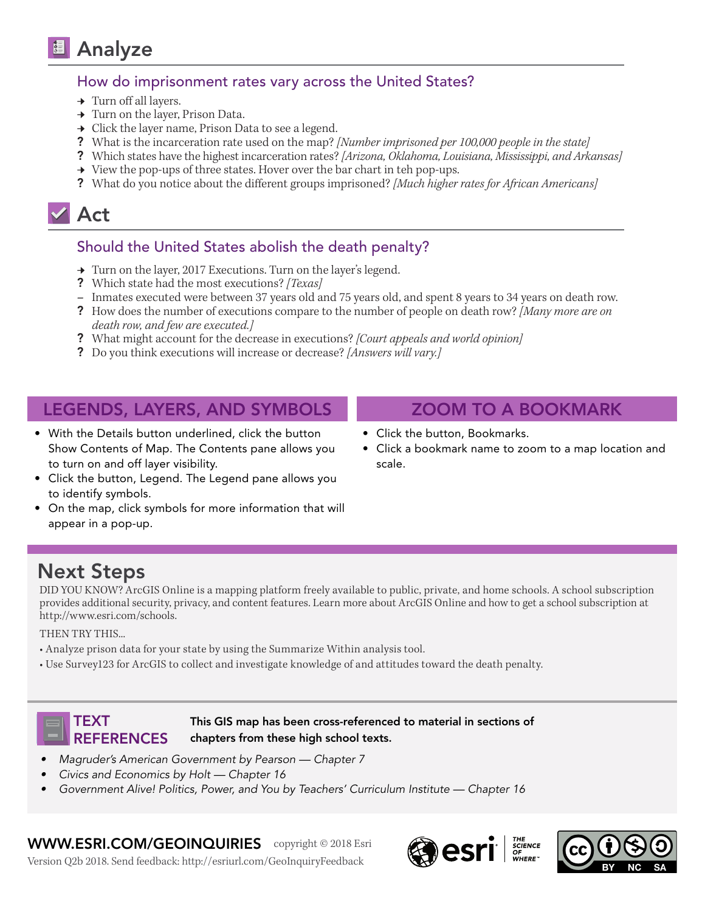# Analyze

## How do imprisonment rates vary across the United States?

- → Turn off all layers.
- → Turn on the layer, Prison Data.
- → Click the layer name, Prison Data to see a legend.
- ? What is the incarceration rate used on the map? *[Number imprisoned per 100,000 people in the state]*
- ? Which states have the highest incarceration rates? *[Arizona, Oklahoma, Louisiana, Mississippi, and Arkansas]*
- → View the pop-ups of three states. Hover over the bar chart in teh pop-ups.
- ? What do you notice about the different groups imprisoned? *[Much higher rates for African Americans]*

# Act

## Should the United States abolish the death penalty?

- → Turn on the layer, 2017 Executions. Turn on the layer's legend.
- ? Which state had the most executions? *[Texas]*
- – Inmates executed were between 37 years old and 75 years old, and spent 8 years to 34 years on death row.
- ? How does the number of executions compare to the number of people on death row? *[Many more are on death row, and few are executed.]*
- ? What might account for the decrease in executions? *[Court appeals and world opinion]*
- ? Do you think executions will increase or decrease? *[Answers will vary.]*

## LEGENDS, LAYERS, AND SYMBOLS

- With the Details button underlined, click the button Show Contents of Map. The Contents pane allows you to turn on and off layer visibility.
- Click the button, Legend. The Legend pane allows you to identify symbols.
- On the map, click symbols for more information that will appear in a pop-up.

## ZOOM TO A BOOKMARK

- Click the button, Bookmarks.
- Click a bookmark name to zoom to a map location and scale.

# Next Steps

DID YOU KNOW? ArcGIS Online is a mapping platform freely available to public, private, and home schools. A school subscription provides additional security, privacy, and content features. Learn more about ArcGIS Online and how to get a school subscription at http://www.esri.com/schools.

THEN TRY THIS...

- Analyze prison data for your state by using the Summarize Within analysis tool.
- Use Survey123 for ArcGIS to collect and investigate knowledge of and attitudes toward the death penalty.

## TEXT REFERENCES

**This GIS map has been cross-referenced to material in sections of chapters from these high school texts.**

- *Magruder's American Government by Pearson — Chapter 7*
- *Civics and Economics by Holt — Chapter 16*
- *Government Alive! Politics, Power, and You by Teachers' Curriculum Institute — Chapter 16*

**WWW.ESRI.COM/GEOINQUIRIES** copyright © 2018 Esri
Version Q2b 2018. Send feedback: http://esriurl.com/GeoInquiryFeedback